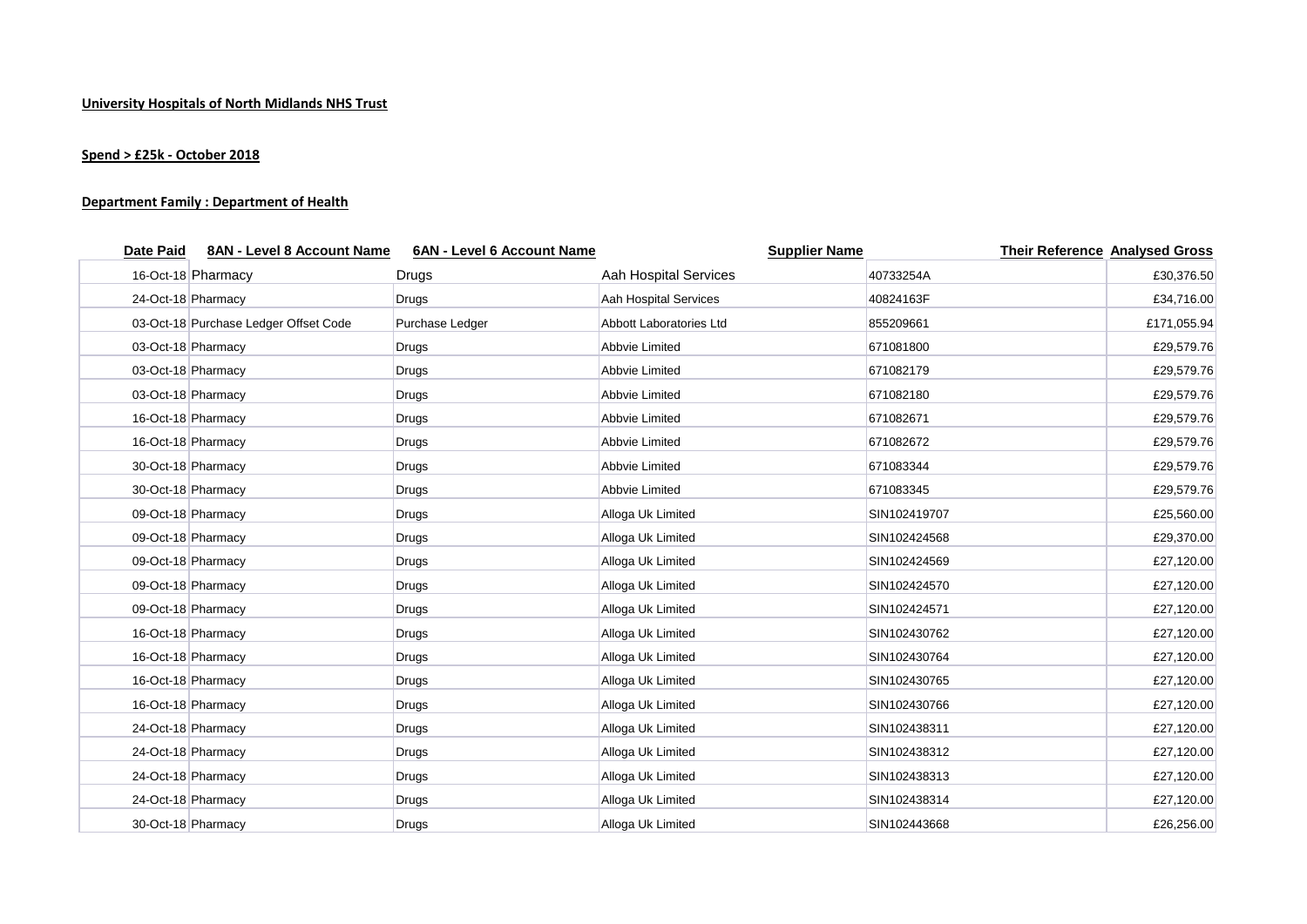**University Hospitals of North Midlands NHS Trust**

**Spend > £25k - October 2018**

**Department Family : Department of Health**

| Date Paid | 8AN - Level 8 Account Name | 6AN - Level 6 Account Name | Supplier Name | Their Reference | Analysed Gross |
|---|---|---|---|---|---|
| 16-Oct-18 | Pharmacy | Drugs | Aah Hospital Services | 40733254A | £30,376.50 |
| 24-Oct-18 | Pharmacy | Drugs | Aah Hospital Services | 40824163F | £34,716.00 |
| 03-Oct-18 | Purchase Ledger Offset Code | Purchase Ledger | Abbott Laboratories Ltd | 855209661 | £171,055.94 |
| 03-Oct-18 | Pharmacy | Drugs | Abbvie Limited | 671081800 | £29,579.76 |
| 03-Oct-18 | Pharmacy | Drugs | Abbvie Limited | 671082179 | £29,579.76 |
| 03-Oct-18 | Pharmacy | Drugs | Abbvie Limited | 671082180 | £29,579.76 |
| 16-Oct-18 | Pharmacy | Drugs | Abbvie Limited | 671082671 | £29,579.76 |
| 16-Oct-18 | Pharmacy | Drugs | Abbvie Limited | 671082672 | £29,579.76 |
| 30-Oct-18 | Pharmacy | Drugs | Abbvie Limited | 671083344 | £29,579.76 |
| 30-Oct-18 | Pharmacy | Drugs | Abbvie Limited | 671083345 | £29,579.76 |
| 09-Oct-18 | Pharmacy | Drugs | Alloga Uk Limited | SIN102419707 | £25,560.00 |
| 09-Oct-18 | Pharmacy | Drugs | Alloga Uk Limited | SIN102424568 | £29,370.00 |
| 09-Oct-18 | Pharmacy | Drugs | Alloga Uk Limited | SIN102424569 | £27,120.00 |
| 09-Oct-18 | Pharmacy | Drugs | Alloga Uk Limited | SIN102424570 | £27,120.00 |
| 09-Oct-18 | Pharmacy | Drugs | Alloga Uk Limited | SIN102424571 | £27,120.00 |
| 16-Oct-18 | Pharmacy | Drugs | Alloga Uk Limited | SIN102430762 | £27,120.00 |
| 16-Oct-18 | Pharmacy | Drugs | Alloga Uk Limited | SIN102430764 | £27,120.00 |
| 16-Oct-18 | Pharmacy | Drugs | Alloga Uk Limited | SIN102430765 | £27,120.00 |
| 16-Oct-18 | Pharmacy | Drugs | Alloga Uk Limited | SIN102430766 | £27,120.00 |
| 24-Oct-18 | Pharmacy | Drugs | Alloga Uk Limited | SIN102438311 | £27,120.00 |
| 24-Oct-18 | Pharmacy | Drugs | Alloga Uk Limited | SIN102438312 | £27,120.00 |
| 24-Oct-18 | Pharmacy | Drugs | Alloga Uk Limited | SIN102438313 | £27,120.00 |
| 24-Oct-18 | Pharmacy | Drugs | Alloga Uk Limited | SIN102438314 | £27,120.00 |
| 30-Oct-18 | Pharmacy | Drugs | Alloga Uk Limited | SIN102443668 | £26,256.00 |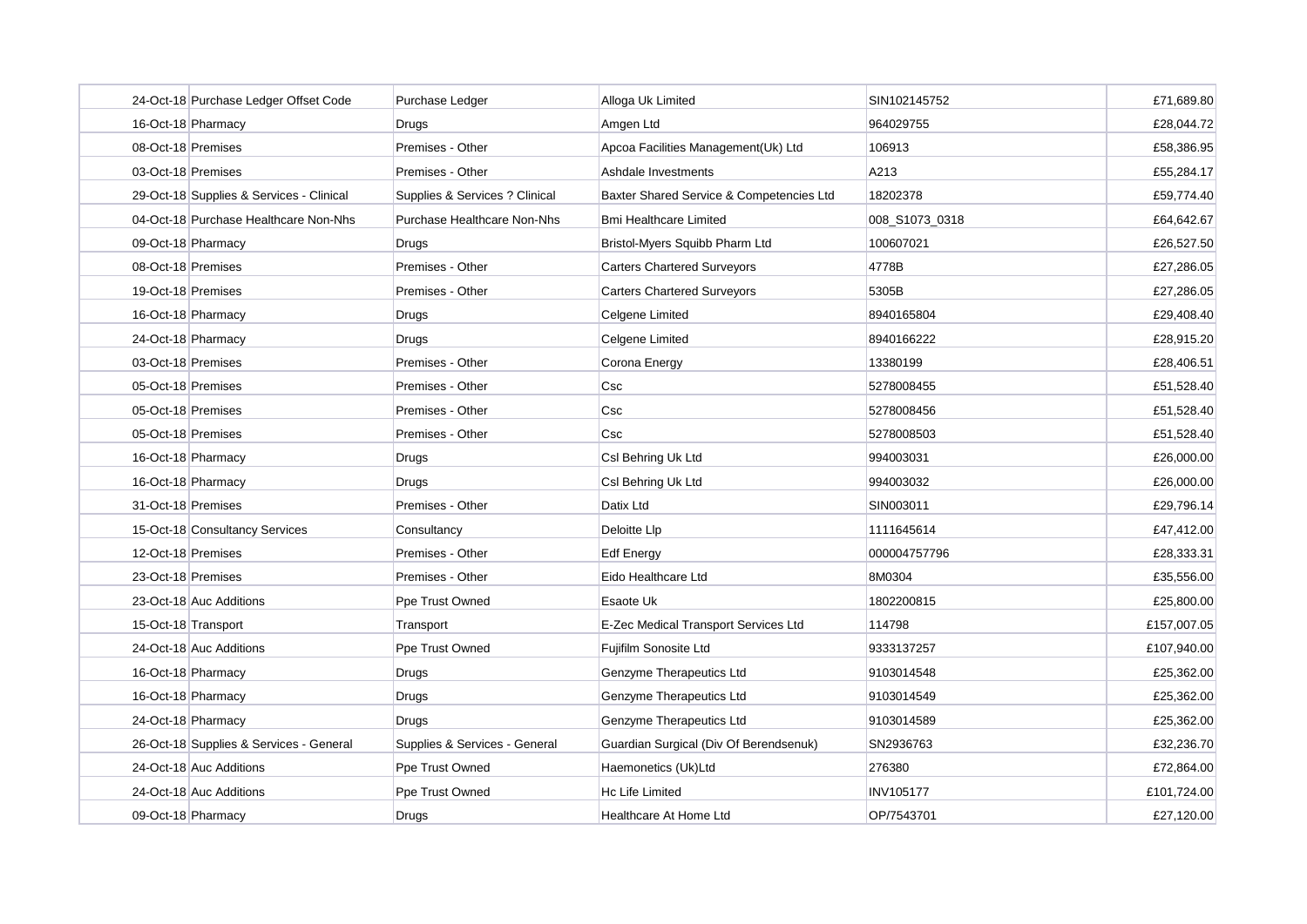| | | | | | |
|---|---|---|---|---|---|
| 24-Oct-18 | Purchase Ledger Offset Code | Purchase Ledger | Alloga Uk Limited | SIN102145752 | £71,689.80 |
| 16-Oct-18 | Pharmacy | Drugs | Amgen Ltd | 964029755 | £28,044.72 |
| 08-Oct-18 | Premises | Premises - Other | Apcoa Facilities Management(Uk) Ltd | 106913 | £58,386.95 |
| 03-Oct-18 | Premises | Premises - Other | Ashdale Investments | A213 | £55,284.17 |
| 29-Oct-18 | Supplies & Services - Clinical | Supplies & Services ? Clinical | Baxter Shared Service & Competencies Ltd | 18202378 | £59,774.40 |
| 04-Oct-18 | Purchase Healthcare Non-Nhs | Purchase Healthcare Non-Nhs | Bmi Healthcare Limited | 008_S1073_0318 | £64,642.67 |
| 09-Oct-18 | Pharmacy | Drugs | Bristol-Myers Squibb Pharm Ltd | 100607021 | £26,527.50 |
| 08-Oct-18 | Premises | Premises - Other | Carters Chartered Surveyors | 4778B | £27,286.05 |
| 19-Oct-18 | Premises | Premises - Other | Carters Chartered Surveyors | 5305B | £27,286.05 |
| 16-Oct-18 | Pharmacy | Drugs | Celgene Limited | 8940165804 | £29,408.40 |
| 24-Oct-18 | Pharmacy | Drugs | Celgene Limited | 8940166222 | £28,915.20 |
| 03-Oct-18 | Premises | Premises - Other | Corona Energy | 13380199 | £28,406.51 |
| 05-Oct-18 | Premises | Premises - Other | Csc | 5278008455 | £51,528.40 |
| 05-Oct-18 | Premises | Premises - Other | Csc | 5278008456 | £51,528.40 |
| 05-Oct-18 | Premises | Premises - Other | Csc | 5278008503 | £51,528.40 |
| 16-Oct-18 | Pharmacy | Drugs | Csl Behring Uk Ltd | 994003031 | £26,000.00 |
| 16-Oct-18 | Pharmacy | Drugs | Csl Behring Uk Ltd | 994003032 | £26,000.00 |
| 31-Oct-18 | Premises | Premises - Other | Datix Ltd | SIN003011 | £29,796.14 |
| 15-Oct-18 | Consultancy Services | Consultancy | Deloitte Llp | 1111645614 | £47,412.00 |
| 12-Oct-18 | Premises | Premises - Other | Edf Energy | 000004757796 | £28,333.31 |
| 23-Oct-18 | Premises | Premises - Other | Eido Healthcare Ltd | 8M0304 | £35,556.00 |
| 23-Oct-18 | Auc Additions | Ppe Trust Owned | Esaote Uk | 1802200815 | £25,800.00 |
| 15-Oct-18 | Transport | Transport | E-Zec Medical Transport Services Ltd | 114798 | £157,007.05 |
| 24-Oct-18 | Auc Additions | Ppe Trust Owned | Fujifilm Sonosite Ltd | 9333137257 | £107,940.00 |
| 16-Oct-18 | Pharmacy | Drugs | Genzyme Therapeutics Ltd | 9103014548 | £25,362.00 |
| 16-Oct-18 | Pharmacy | Drugs | Genzyme Therapeutics Ltd | 9103014549 | £25,362.00 |
| 24-Oct-18 | Pharmacy | Drugs | Genzyme Therapeutics Ltd | 9103014589 | £25,362.00 |
| 26-Oct-18 | Supplies & Services - General | Supplies & Services - General | Guardian Surgical (Div Of Berendsenuk) | SN2936763 | £32,236.70 |
| 24-Oct-18 | Auc Additions | Ppe Trust Owned | Haemonetics (Uk)Ltd | 276380 | £72,864.00 |
| 24-Oct-18 | Auc Additions | Ppe Trust Owned | Hc Life Limited | INV105177 | £101,724.00 |
| 09-Oct-18 | Pharmacy | Drugs | Healthcare At Home Ltd | OP/7543701 | £27,120.00 |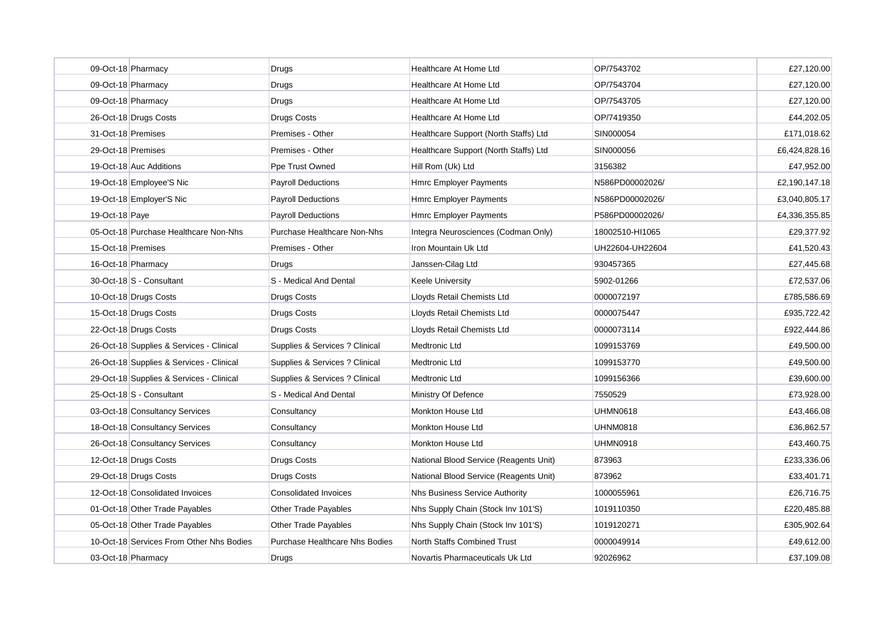| | | | | | |
|---|---|---|---|---|---|
| 09-Oct-18 | Pharmacy | Drugs | Healthcare At Home Ltd | OP/7543702 | £27,120.00 |
| 09-Oct-18 | Pharmacy | Drugs | Healthcare At Home Ltd | OP/7543704 | £27,120.00 |
| 09-Oct-18 | Pharmacy | Drugs | Healthcare At Home Ltd | OP/7543705 | £27,120.00 |
| 26-Oct-18 | Drugs Costs | Drugs Costs | Healthcare At Home Ltd | OP/7419350 | £44,202.05 |
| 31-Oct-18 | Premises | Premises - Other | Healthcare Support (North Staffs) Ltd | SIN000054 | £171,018.62 |
| 29-Oct-18 | Premises | Premises - Other | Healthcare Support (North Staffs) Ltd | SIN000056 | £6,424,828.16 |
| 19-Oct-18 | Auc Additions | Ppe Trust Owned | Hill Rom (Uk) Ltd | 3156382 | £47,952.00 |
| 19-Oct-18 | Employee'S Nic | Payroll Deductions | Hmrc Employer Payments | N586PD00002026/ | £2,190,147.18 |
| 19-Oct-18 | Employer'S Nic | Payroll Deductions | Hmrc Employer Payments | N586PD00002026/ | £3,040,805.17 |
| 19-Oct-18 | Paye | Payroll Deductions | Hmrc Employer Payments | P586PD00002026/ | £4,336,355.85 |
| 05-Oct-18 | Purchase Healthcare Non-Nhs | Purchase Healthcare Non-Nhs | Integra Neurosciences (Codman Only) | 18002510-HI1065 | £29,377.92 |
| 15-Oct-18 | Premises | Premises - Other | Iron Mountain Uk Ltd | UH22604-UH22604 | £41,520.43 |
| 16-Oct-18 | Pharmacy | Drugs | Janssen-Cilag Ltd | 930457365 | £27,445.68 |
| 30-Oct-18 | S - Consultant | S - Medical And Dental | Keele University | 5902-01266 | £72,537.06 |
| 10-Oct-18 | Drugs Costs | Drugs Costs | Lloyds Retail Chemists Ltd | 0000072197 | £785,586.69 |
| 15-Oct-18 | Drugs Costs | Drugs Costs | Lloyds Retail Chemists Ltd | 0000075447 | £935,722.42 |
| 22-Oct-18 | Drugs Costs | Drugs Costs | Lloyds Retail Chemists Ltd | 0000073114 | £922,444.86 |
| 26-Oct-18 | Supplies & Services - Clinical | Supplies & Services ? Clinical | Medtronic Ltd | 1099153769 | £49,500.00 |
| 26-Oct-18 | Supplies & Services - Clinical | Supplies & Services ? Clinical | Medtronic Ltd | 1099153770 | £49,500.00 |
| 29-Oct-18 | Supplies & Services - Clinical | Supplies & Services ? Clinical | Medtronic Ltd | 1099156366 | £39,600.00 |
| 25-Oct-18 | S - Consultant | S - Medical And Dental | Ministry Of Defence | 7550529 | £73,928.00 |
| 03-Oct-18 | Consultancy Services | Consultancy | Monkton House Ltd | UHMN0618 | £43,466.08 |
| 18-Oct-18 | Consultancy Services | Consultancy | Monkton House Ltd | UHMN0818 | £36,862.57 |
| 26-Oct-18 | Consultancy Services | Consultancy | Monkton House Ltd | UHMN0918 | £43,460.75 |
| 12-Oct-18 | Drugs Costs | Drugs Costs | National Blood Service (Reagents Unit) | 873963 | £233,336.06 |
| 29-Oct-18 | Drugs Costs | Drugs Costs | National Blood Service (Reagents Unit) | 873962 | £33,401.71 |
| 12-Oct-18 | Consolidated Invoices | Consolidated Invoices | Nhs Business Service Authority | 1000055961 | £26,716.75 |
| 01-Oct-18 | Other Trade Payables | Other Trade Payables | Nhs Supply Chain (Stock Inv 101'S) | 1019110350 | £220,485.88 |
| 05-Oct-18 | Other Trade Payables | Other Trade Payables | Nhs Supply Chain (Stock Inv 101'S) | 1019120271 | £305,902.64 |
| 10-Oct-18 | Services From Other Nhs Bodies | Purchase Healthcare Nhs Bodies | North Staffs Combined Trust | 0000049914 | £49,612.00 |
| 03-Oct-18 | Pharmacy | Drugs | Novartis Pharmaceuticals Uk Ltd | 92026962 | £37,109.08 |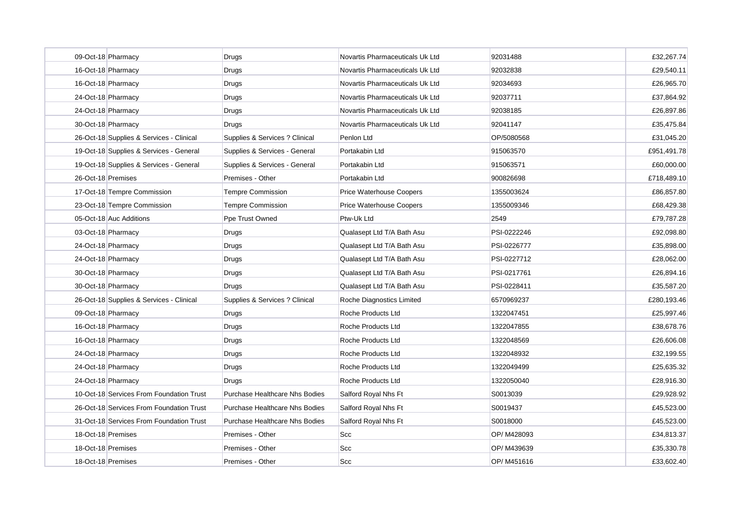| | | | | | |
|---|---|---|---|---|---|
| 09-Oct-18 | Pharmacy | Drugs | Novartis Pharmaceuticals Uk Ltd | 92031488 | £32,267.74 |
| 16-Oct-18 | Pharmacy | Drugs | Novartis Pharmaceuticals Uk Ltd | 92032838 | £29,540.11 |
| 16-Oct-18 | Pharmacy | Drugs | Novartis Pharmaceuticals Uk Ltd | 92034693 | £26,965.70 |
| 24-Oct-18 | Pharmacy | Drugs | Novartis Pharmaceuticals Uk Ltd | 92037711 | £37,864.92 |
| 24-Oct-18 | Pharmacy | Drugs | Novartis Pharmaceuticals Uk Ltd | 92038185 | £26,897.86 |
| 30-Oct-18 | Pharmacy | Drugs | Novartis Pharmaceuticals Uk Ltd | 92041147 | £35,475.84 |
| 26-Oct-18 | Supplies & Services - Clinical | Supplies & Services ? Clinical | Penlon Ltd | OP/5080568 | £31,045.20 |
| 19-Oct-18 | Supplies & Services - General | Supplies & Services - General | Portakabin Ltd | 915063570 | £951,491.78 |
| 19-Oct-18 | Supplies & Services - General | Supplies & Services - General | Portakabin Ltd | 915063571 | £60,000.00 |
| 26-Oct-18 | Premises | Premises - Other | Portakabin Ltd | 900826698 | £718,489.10 |
| 17-Oct-18 | Tempre Commission | Tempre Commission | Price Waterhouse Coopers | 1355003624 | £86,857.80 |
| 23-Oct-18 | Tempre Commission | Tempre Commission | Price Waterhouse Coopers | 1355009346 | £68,429.38 |
| 05-Oct-18 | Auc Additions | Ppe Trust Owned | Ptw-Uk Ltd | 2549 | £79,787.28 |
| 03-Oct-18 | Pharmacy | Drugs | Qualasept Ltd T/A Bath Asu | PSI-0222246 | £92,098.80 |
| 24-Oct-18 | Pharmacy | Drugs | Qualasept Ltd T/A Bath Asu | PSI-0226777 | £35,898.00 |
| 24-Oct-18 | Pharmacy | Drugs | Qualasept Ltd T/A Bath Asu | PSI-0227712 | £28,062.00 |
| 30-Oct-18 | Pharmacy | Drugs | Qualasept Ltd T/A Bath Asu | PSI-0217761 | £26,894.16 |
| 30-Oct-18 | Pharmacy | Drugs | Qualasept Ltd T/A Bath Asu | PSI-0228411 | £35,587.20 |
| 26-Oct-18 | Supplies & Services - Clinical | Supplies & Services ? Clinical | Roche Diagnostics Limited | 6570969237 | £280,193.46 |
| 09-Oct-18 | Pharmacy | Drugs | Roche Products Ltd | 1322047451 | £25,997.46 |
| 16-Oct-18 | Pharmacy | Drugs | Roche Products Ltd | 1322047855 | £38,678.76 |
| 16-Oct-18 | Pharmacy | Drugs | Roche Products Ltd | 1322048569 | £26,606.08 |
| 24-Oct-18 | Pharmacy | Drugs | Roche Products Ltd | 1322048932 | £32,199.55 |
| 24-Oct-18 | Pharmacy | Drugs | Roche Products Ltd | 1322049499 | £25,635.32 |
| 24-Oct-18 | Pharmacy | Drugs | Roche Products Ltd | 1322050040 | £28,916.30 |
| 10-Oct-18 | Services From Foundation Trust | Purchase Healthcare Nhs Bodies | Salford Royal Nhs Ft | S0013039 | £29,928.92 |
| 26-Oct-18 | Services From Foundation Trust | Purchase Healthcare Nhs Bodies | Salford Royal Nhs Ft | S0019437 | £45,523.00 |
| 31-Oct-18 | Services From Foundation Trust | Purchase Healthcare Nhs Bodies | Salford Royal Nhs Ft | S0018000 | £45,523.00 |
| 18-Oct-18 | Premises | Premises - Other | Scc | OP/ M428093 | £34,813.37 |
| 18-Oct-18 | Premises | Premises - Other | Scc | OP/ M439639 | £35,330.78 |
| 18-Oct-18 | Premises | Premises - Other | Scc | OP/ M451616 | £33,602.40 |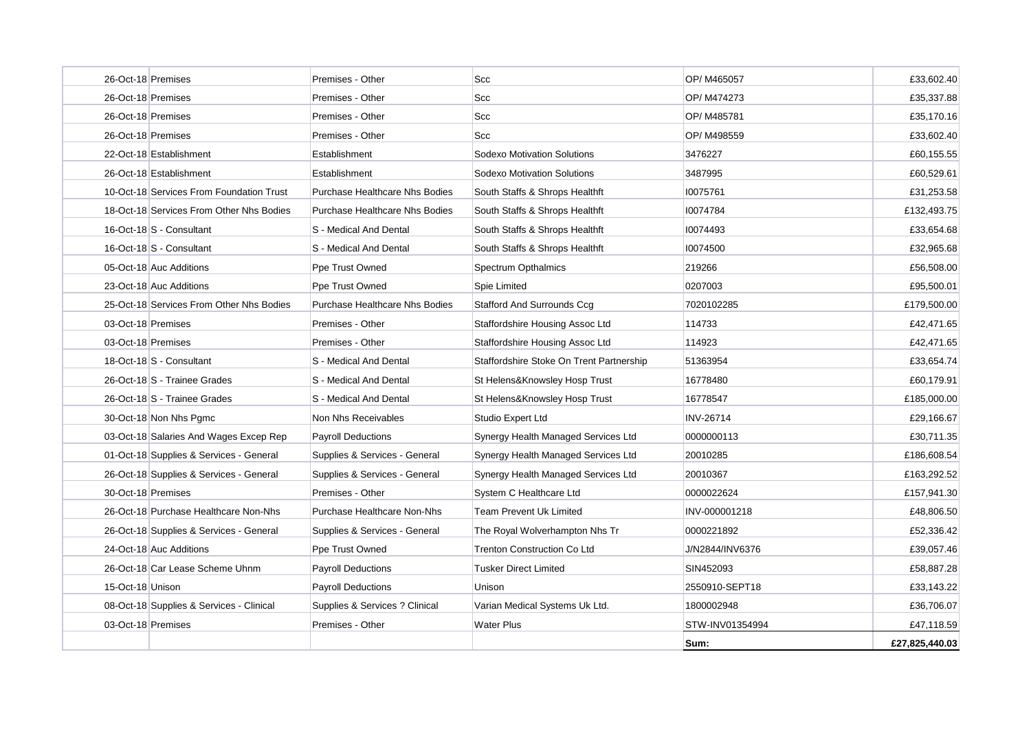| | | | | | |
|---|---|---|---|---|---|
| 26-Oct-18 | Premises | Premises - Other | Scc | OP/ M465057 | £33,602.40 |
| 26-Oct-18 | Premises | Premises - Other | Scc | OP/ M474273 | £35,337.88 |
| 26-Oct-18 | Premises | Premises - Other | Scc | OP/ M485781 | £35,170.16 |
| 26-Oct-18 | Premises | Premises - Other | Scc | OP/ M498559 | £33,602.40 |
| 22-Oct-18 | Establishment | Establishment | Sodexo Motivation Solutions | 3476227 | £60,155.55 |
| 26-Oct-18 | Establishment | Establishment | Sodexo Motivation Solutions | 3487995 | £60,529.61 |
| 10-Oct-18 | Services From Foundation Trust | Purchase Healthcare Nhs Bodies | South Staffs & Shrops Healthft | I0075761 | £31,253.58 |
| 18-Oct-18 | Services From Other Nhs Bodies | Purchase Healthcare Nhs Bodies | South Staffs & Shrops Healthft | I0074784 | £132,493.75 |
| 16-Oct-18 | S - Consultant | S - Medical And Dental | South Staffs & Shrops Healthft | I0074493 | £33,654.68 |
| 16-Oct-18 | S - Consultant | S - Medical And Dental | South Staffs & Shrops Healthft | I0074500 | £32,965.68 |
| 05-Oct-18 | Auc Additions | Ppe Trust Owned | Spectrum Opthalmics | 219266 | £56,508.00 |
| 23-Oct-18 | Auc Additions | Ppe Trust Owned | Spie Limited | 0207003 | £95,500.01 |
| 25-Oct-18 | Services From Other Nhs Bodies | Purchase Healthcare Nhs Bodies | Stafford And Surrounds Ccg | 7020102285 | £179,500.00 |
| 03-Oct-18 | Premises | Premises - Other | Staffordshire Housing Assoc Ltd | 114733 | £42,471.65 |
| 03-Oct-18 | Premises | Premises - Other | Staffordshire Housing Assoc Ltd | 114923 | £42,471.65 |
| 18-Oct-18 | S - Consultant | S - Medical And Dental | Staffordshire Stoke On Trent Partnership | 51363954 | £33,654.74 |
| 26-Oct-18 | S - Trainee Grades | S - Medical And Dental | St Helens&Knowsley Hosp Trust | 16778480 | £60,179.91 |
| 26-Oct-18 | S - Trainee Grades | S - Medical And Dental | St Helens&Knowsley Hosp Trust | 16778547 | £185,000.00 |
| 30-Oct-18 | Non Nhs Pgmc | Non Nhs Receivables | Studio Expert Ltd | INV-26714 | £29,166.67 |
| 03-Oct-18 | Salaries And Wages Excep Rep | Payroll Deductions | Synergy Health Managed Services Ltd | 0000000113 | £30,711.35 |
| 01-Oct-18 | Supplies & Services - General | Supplies & Services - General | Synergy Health Managed Services Ltd | 20010285 | £186,608.54 |
| 26-Oct-18 | Supplies & Services - General | Supplies & Services - General | Synergy Health Managed Services Ltd | 20010367 | £163,292.52 |
| 30-Oct-18 | Premises | Premises - Other | System C Healthcare Ltd | 0000022624 | £157,941.30 |
| 26-Oct-18 | Purchase Healthcare Non-Nhs | Purchase Healthcare Non-Nhs | Team Prevent Uk Limited | INV-000001218 | £48,806.50 |
| 26-Oct-18 | Supplies & Services - General | Supplies & Services - General | The Royal Wolverhampton Nhs Tr | 0000221892 | £52,336.42 |
| 24-Oct-18 | Auc Additions | Ppe Trust Owned | Trenton Construction Co Ltd | J/N2844/INV6376 | £39,057.46 |
| 26-Oct-18 | Car Lease Scheme Uhnm | Payroll Deductions | Tusker Direct Limited | SIN452093 | £58,887.28 |
| 15-Oct-18 | Unison | Payroll Deductions | Unison | 2550910-SEPT18 | £33,143.22 |
| 08-Oct-18 | Supplies & Services - Clinical | Supplies & Services ? Clinical | Varian Medical Systems Uk Ltd. | 1800002948 | £36,706.07 |
| 03-Oct-18 | Premises | Premises - Other | Water Plus | STW-INV01354994 | £47,118.59 |
| | | | | Sum: | **£27,825,440.03** |